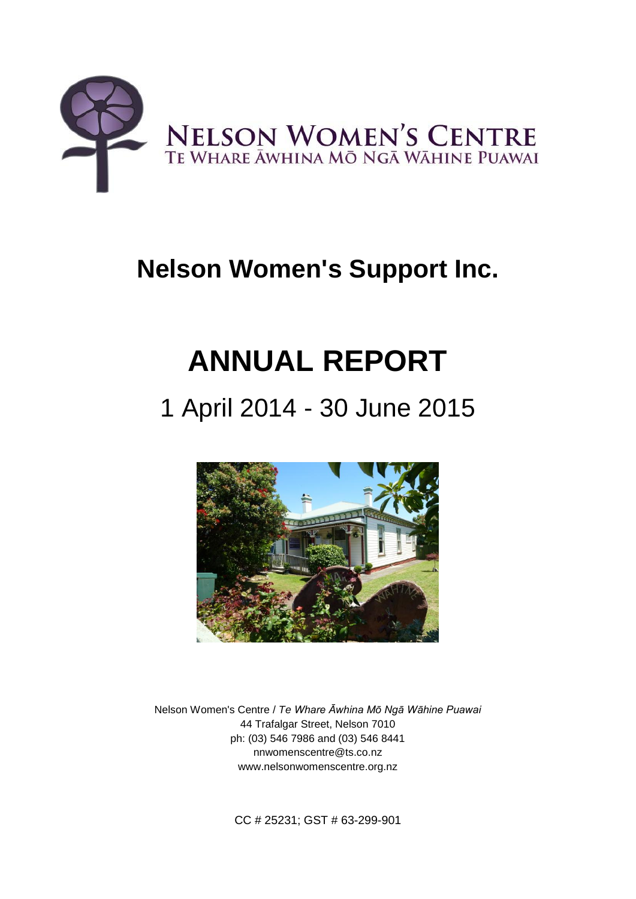NELSON WOMEN'S CENTRE
TE WHARE ĀWHINA MŌ NGĀ WĀHINE PUAWAI

# Nelson Women's Support Inc.

# ANNUAL REPORT

## 1 April 2014 - 30 June 2015

Nelson Women's Centre / *Te Whare Āwhina Mō Ngā Wāhine Puawai*
44 Trafalgar Street, Nelson 7010
ph: (03) 546 7986 and (03) 546 8441
nnwomenscentre@ts.co.nz
www.nelsonwomenscentre.org.nz

CC # 25231; GST # 63-299-901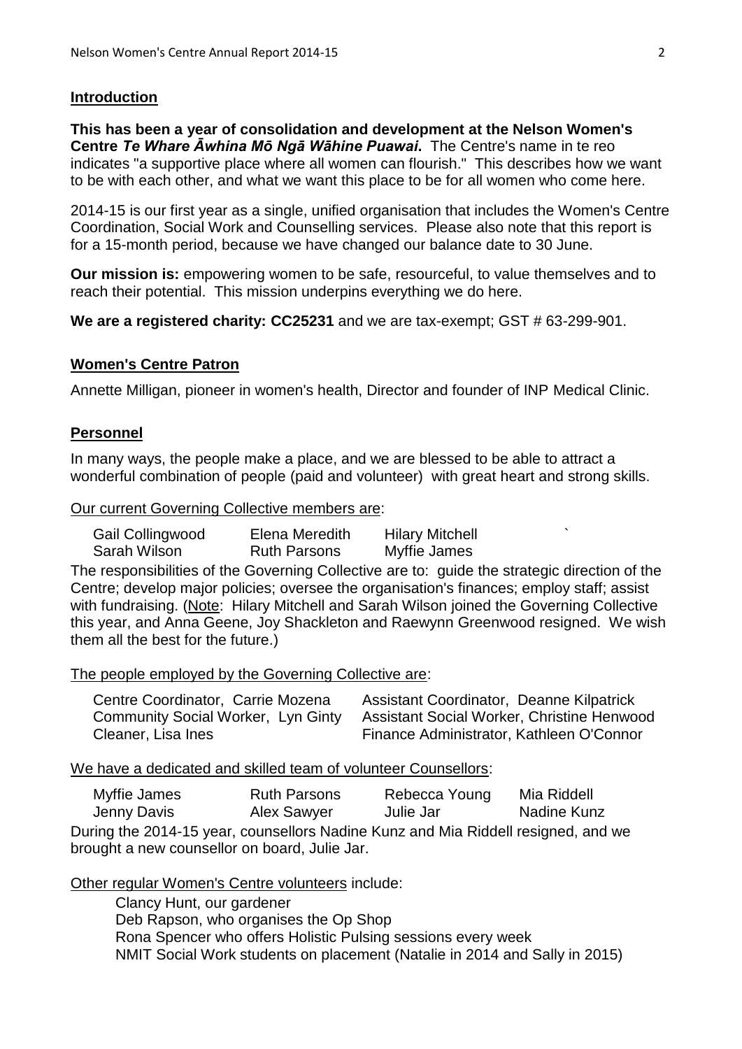## Introduction

**This has been a year of consolidation and development at the Nelson Women's Centre *Te Whare Āwhina Mō Ngā Wāhine Puawai*.** The Centre's name in te reo indicates "a supportive place where all women can flourish." This describes how we want to be with each other, and what we want this place to be for all women who come here.

2014-15 is our first year as a single, unified organisation that includes the Women's Centre Coordination, Social Work and Counselling services. Please also note that this report is for a 15-month period, because we have changed our balance date to 30 June.

**Our mission is:** empowering women to be safe, resourceful, to value themselves and to reach their potential. This mission underpins everything we do here.

**We are a registered charity: CC25231** and we are tax-exempt; GST # 63-299-901.

## Women's Centre Patron

Annette Milligan, pioneer in women's health, Director and founder of INP Medical Clinic.

## Personnel

In many ways, the people make a place, and we are blessed to be able to attract a wonderful combination of people (paid and volunteer) with great heart and strong skills.

Our current Governing Collective members are:

| | | |
|---|---|---|
| Gail Collingwood | Elena Meredith | Hilary Mitchell |
| Sarah Wilson | Ruth Parsons | Myffie James |

The responsibilities of the Governing Collective are to: guide the strategic direction of the Centre; develop major policies; oversee the organisation's finances; employ staff; assist with fundraising. (Note: Hilary Mitchell and Sarah Wilson joined the Governing Collective this year, and Anna Geene, Joy Shackleton and Raewynn Greenwood resigned. We wish them all the best for the future.)

The people employed by the Governing Collective are:

| | |
|---|---|
| Centre Coordinator, Carrie Mozena | Assistant Coordinator, Deanne Kilpatrick |
| Community Social Worker, Lyn Ginty | Assistant Social Worker, Christine Henwood |
| Cleaner, Lisa Ines | Finance Administrator, Kathleen O'Connor |

We have a dedicated and skilled team of volunteer Counsellors:

| | | | |
|---|---|---|---|
| Myffie James | Ruth Parsons | Rebecca Young | Mia Riddell |
| Jenny Davis | Alex Sawyer | Julie Jar | Nadine Kunz |

During the 2014-15 year, counsellors Nadine Kunz and Mia Riddell resigned, and we brought a new counsellor on board, Julie Jar.

Other regular Women's Centre volunteers include:

- Clancy Hunt, our gardener
- Deb Rapson, who organises the Op Shop
- Rona Spencer who offers Holistic Pulsing sessions every week
- NMIT Social Work students on placement (Natalie in 2014 and Sally in 2015)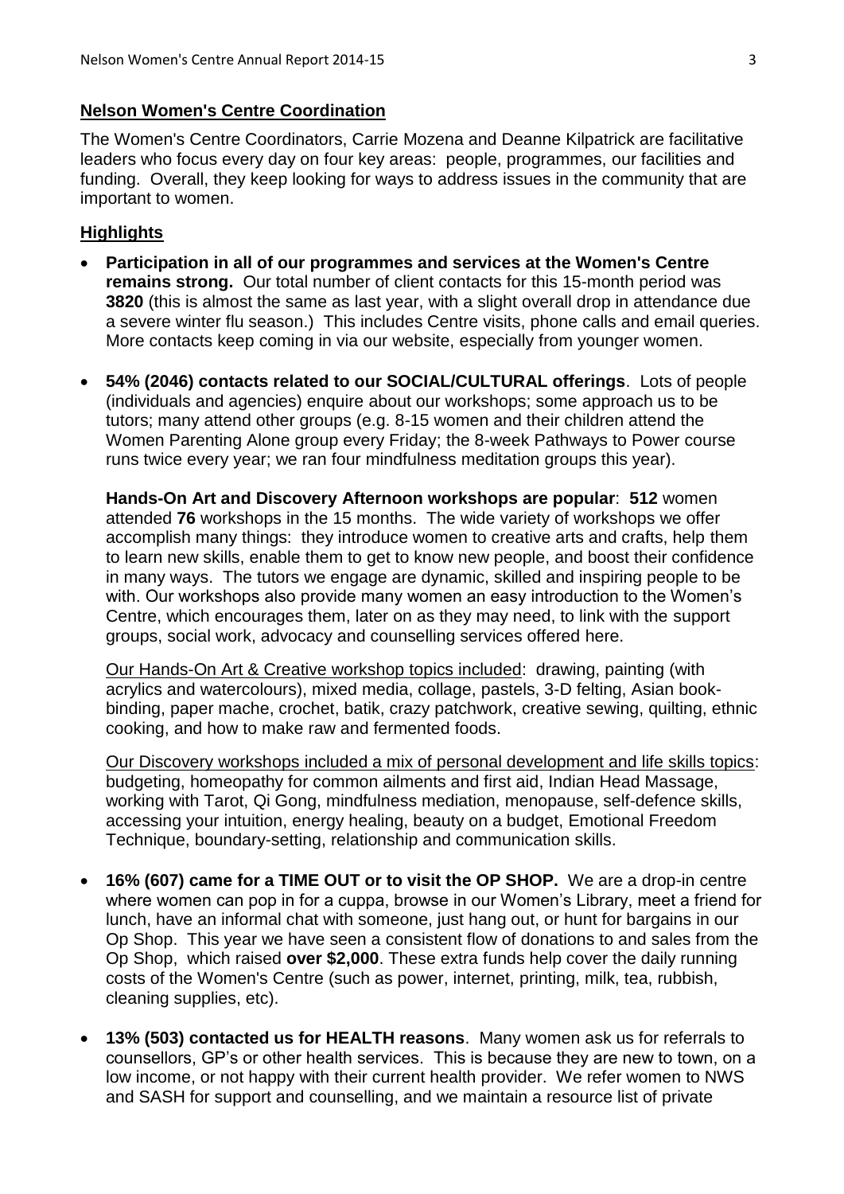**Nelson Women's Centre Coordination**

The Women's Centre Coordinators, Carrie Mozena and Deanne Kilpatrick are facilitative leaders who focus every day on four key areas: people, programmes, our facilities and funding. Overall, they keep looking for ways to address issues in the community that are important to women.

**Highlights**

- **Participation in all of our programmes and services at the Women's Centre remains strong.** Our total number of client contacts for this 15-month period was **3820** (this is almost the same as last year, with a slight overall drop in attendance due a severe winter flu season.) This includes Centre visits, phone calls and email queries. More contacts keep coming in via our website, especially from younger women.

- **54% (2046) contacts related to our SOCIAL/CULTURAL offerings**. Lots of people (individuals and agencies) enquire about our workshops; some approach us to be tutors; many attend other groups (e.g. 8-15 women and their children attend the Women Parenting Alone group every Friday; the 8-week Pathways to Power course runs twice every year; we ran four mindfulness meditation groups this year).

  **Hands-On Art and Discovery Afternoon workshops are popular**: **512** women attended **76** workshops in the 15 months. The wide variety of workshops we offer accomplish many things: they introduce women to creative arts and crafts, help them to learn new skills, enable them to get to know new people, and boost their confidence in many ways. The tutors we engage are dynamic, skilled and inspiring people to be with. Our workshops also provide many women an easy introduction to the Women's Centre, which encourages them, later on as they may need, to link with the support groups, social work, advocacy and counselling services offered here.

  Our Hands-On Art & Creative workshop topics included: drawing, painting (with acrylics and watercolours), mixed media, collage, pastels, 3-D felting, Asian book-binding, paper mache, crochet, batik, crazy patchwork, creative sewing, quilting, ethnic cooking, and how to make raw and fermented foods.

  Our Discovery workshops included a mix of personal development and life skills topics: budgeting, homeopathy for common ailments and first aid, Indian Head Massage, working with Tarot, Qi Gong, mindfulness mediation, menopause, self-defence skills, accessing your intuition, energy healing, beauty on a budget, Emotional Freedom Technique, boundary-setting, relationship and communication skills.

- **16% (607) came for a TIME OUT or to visit the OP SHOP.** We are a drop-in centre where women can pop in for a cuppa, browse in our Women's Library, meet a friend for lunch, have an informal chat with someone, just hang out, or hunt for bargains in our Op Shop. This year we have seen a consistent flow of donations to and sales from the Op Shop, which raised **over $2,000**. These extra funds help cover the daily running costs of the Women's Centre (such as power, internet, printing, milk, tea, rubbish, cleaning supplies, etc).

- **13% (503) contacted us for HEALTH reasons**. Many women ask us for referrals to counsellors, GP's or other health services. This is because they are new to town, on a low income, or not happy with their current health provider. We refer women to NWS and SASH for support and counselling, and we maintain a resource list of private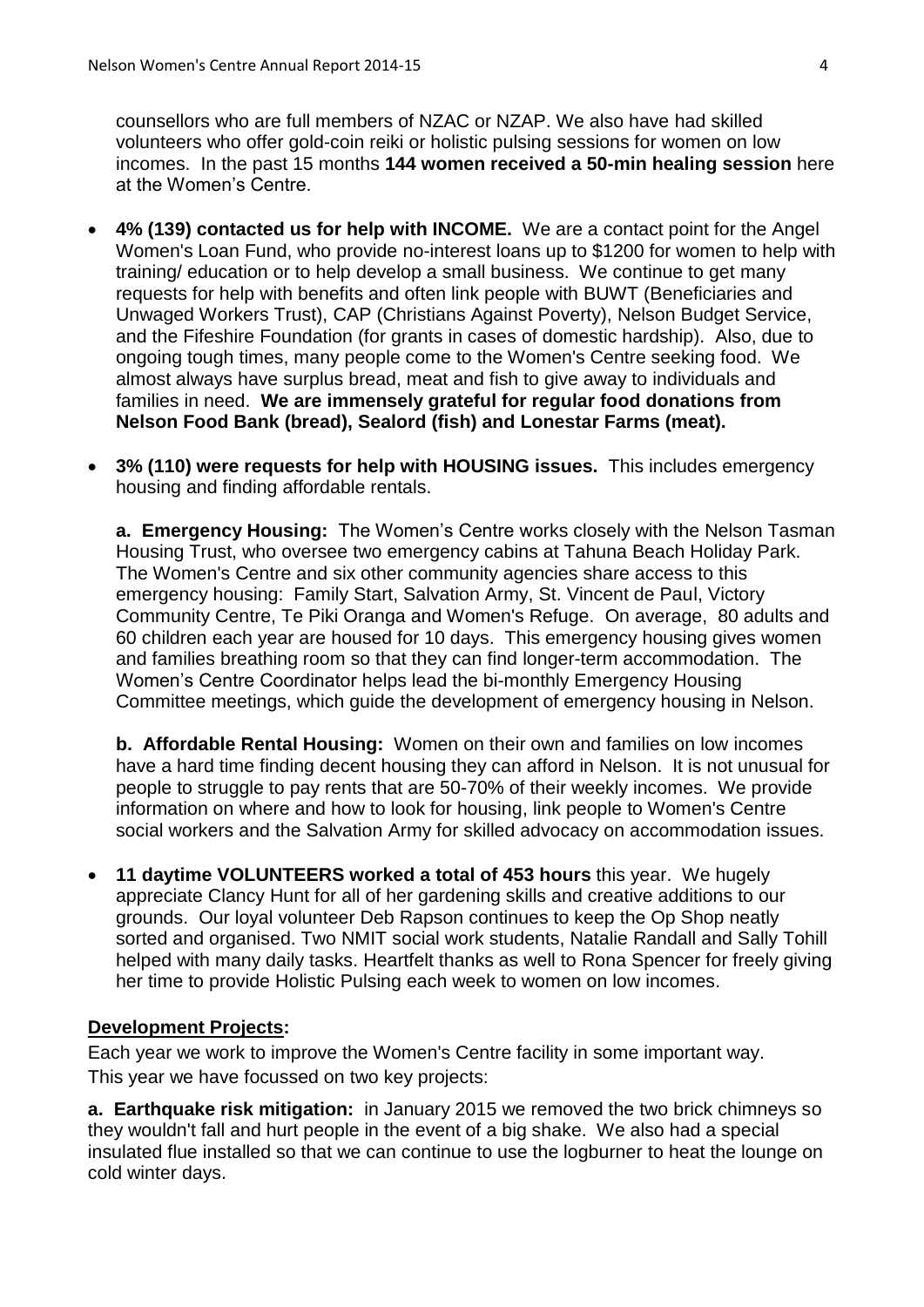counsellors who are full members of NZAC or NZAP. We also have had skilled volunteers who offer gold-coin reiki or holistic pulsing sessions for women on low incomes. In the past 15 months **144 women received a 50-min healing session** here at the Women's Centre.

- **4% (139) contacted us for help with INCOME.** We are a contact point for the Angel Women's Loan Fund, who provide no-interest loans up to $1200 for women to help with training/ education or to help develop a small business. We continue to get many requests for help with benefits and often link people with BUWT (Beneficiaries and Unwaged Workers Trust), CAP (Christians Against Poverty), Nelson Budget Service, and the Fifeshire Foundation (for grants in cases of domestic hardship). Also, due to ongoing tough times, many people come to the Women's Centre seeking food. We almost always have surplus bread, meat and fish to give away to individuals and families in need. **We are immensely grateful for regular food donations from Nelson Food Bank (bread), Sealord (fish) and Lonestar Farms (meat).**

- **3% (110) were requests for help with HOUSING issues.** This includes emergency housing and finding affordable rentals.

  **a. Emergency Housing:** The Women's Centre works closely with the Nelson Tasman Housing Trust, who oversee two emergency cabins at Tahuna Beach Holiday Park. The Women's Centre and six other community agencies share access to this emergency housing: Family Start, Salvation Army, St. Vincent de Paul, Victory Community Centre, Te Piki Oranga and Women's Refuge. On average, 80 adults and 60 children each year are housed for 10 days. This emergency housing gives women and families breathing room so that they can find longer-term accommodation. The Women's Centre Coordinator helps lead the bi-monthly Emergency Housing Committee meetings, which guide the development of emergency housing in Nelson.

  **b. Affordable Rental Housing:** Women on their own and families on low incomes have a hard time finding decent housing they can afford in Nelson. It is not unusual for people to struggle to pay rents that are 50-70% of their weekly incomes. We provide information on where and how to look for housing, link people to Women's Centre social workers and the Salvation Army for skilled advocacy on accommodation issues.

- **11 daytime VOLUNTEERS worked a total of 453 hours** this year. We hugely appreciate Clancy Hunt for all of her gardening skills and creative additions to our grounds. Our loyal volunteer Deb Rapson continues to keep the Op Shop neatly sorted and organised. Two NMIT social work students, Natalie Randall and Sally Tohill helped with many daily tasks. Heartfelt thanks as well to Rona Spencer for freely giving her time to provide Holistic Pulsing each week to women on low incomes.

## Development Projects:

Each year we work to improve the Women's Centre facility in some important way. This year we have focussed on two key projects:

**a. Earthquake risk mitigation:** in January 2015 we removed the two brick chimneys so they wouldn't fall and hurt people in the event of a big shake. We also had a special insulated flue installed so that we can continue to use the logburner to heat the lounge on cold winter days.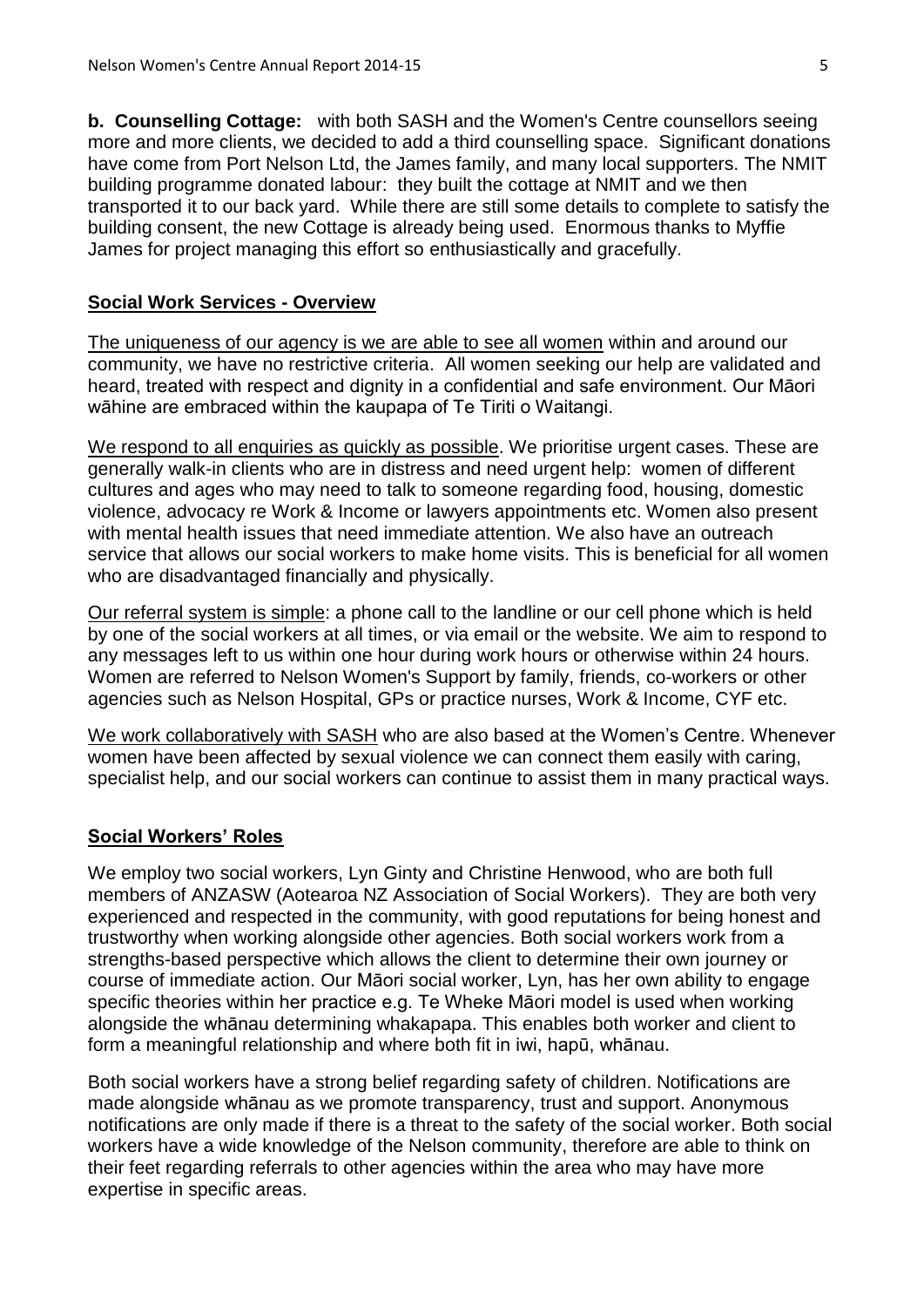**b. Counselling Cottage:** with both SASH and the Women's Centre counsellors seeing more and more clients, we decided to add a third counselling space. Significant donations have come from Port Nelson Ltd, the James family, and many local supporters. The NMIT building programme donated labour: they built the cottage at NMIT and we then transported it to our back yard. While there are still some details to complete to satisfy the building consent, the new Cottage is already being used. Enormous thanks to Myffie James for project managing this effort so enthusiastically and gracefully.

## Social Work Services - Overview

<u>The uniqueness of our agency is we are able to see all women</u> within and around our community, we have no restrictive criteria. All women seeking our help are validated and heard, treated with respect and dignity in a confidential and safe environment. Our Māori wāhine are embraced within the kaupapa of Te Tiriti o Waitangi.

<u>We respond to all enquiries as quickly as possible</u>. We prioritise urgent cases. These are generally walk-in clients who are in distress and need urgent help: women of different cultures and ages who may need to talk to someone regarding food, housing, domestic violence, advocacy re Work & Income or lawyers appointments etc. Women also present with mental health issues that need immediate attention. We also have an outreach service that allows our social workers to make home visits. This is beneficial for all women who are disadvantaged financially and physically.

<u>Our referral system is simple</u>: a phone call to the landline or our cell phone which is held by one of the social workers at all times, or via email or the website. We aim to respond to any messages left to us within one hour during work hours or otherwise within 24 hours. Women are referred to Nelson Women's Support by family, friends, co-workers or other agencies such as Nelson Hospital, GPs or practice nurses, Work & Income, CYF etc.

<u>We work collaboratively with SASH</u> who are also based at the Women's Centre. Whenever women have been affected by sexual violence we can connect them easily with caring, specialist help, and our social workers can continue to assist them in many practical ways.

## Social Workers' Roles

We employ two social workers, Lyn Ginty and Christine Henwood, who are both full members of ANZASW (Aotearoa NZ Association of Social Workers). They are both very experienced and respected in the community, with good reputations for being honest and trustworthy when working alongside other agencies. Both social workers work from a strengths-based perspective which allows the client to determine their own journey or course of immediate action. Our Māori social worker, Lyn, has her own ability to engage specific theories within her practice e.g. Te Wheke Māori model is used when working alongside the whānau determining whakapapa. This enables both worker and client to form a meaningful relationship and where both fit in iwi, hapū, whānau.

Both social workers have a strong belief regarding safety of children. Notifications are made alongside whānau as we promote transparency, trust and support. Anonymous notifications are only made if there is a threat to the safety of the social worker. Both social workers have a wide knowledge of the Nelson community, therefore are able to think on their feet regarding referrals to other agencies within the area who may have more expertise in specific areas.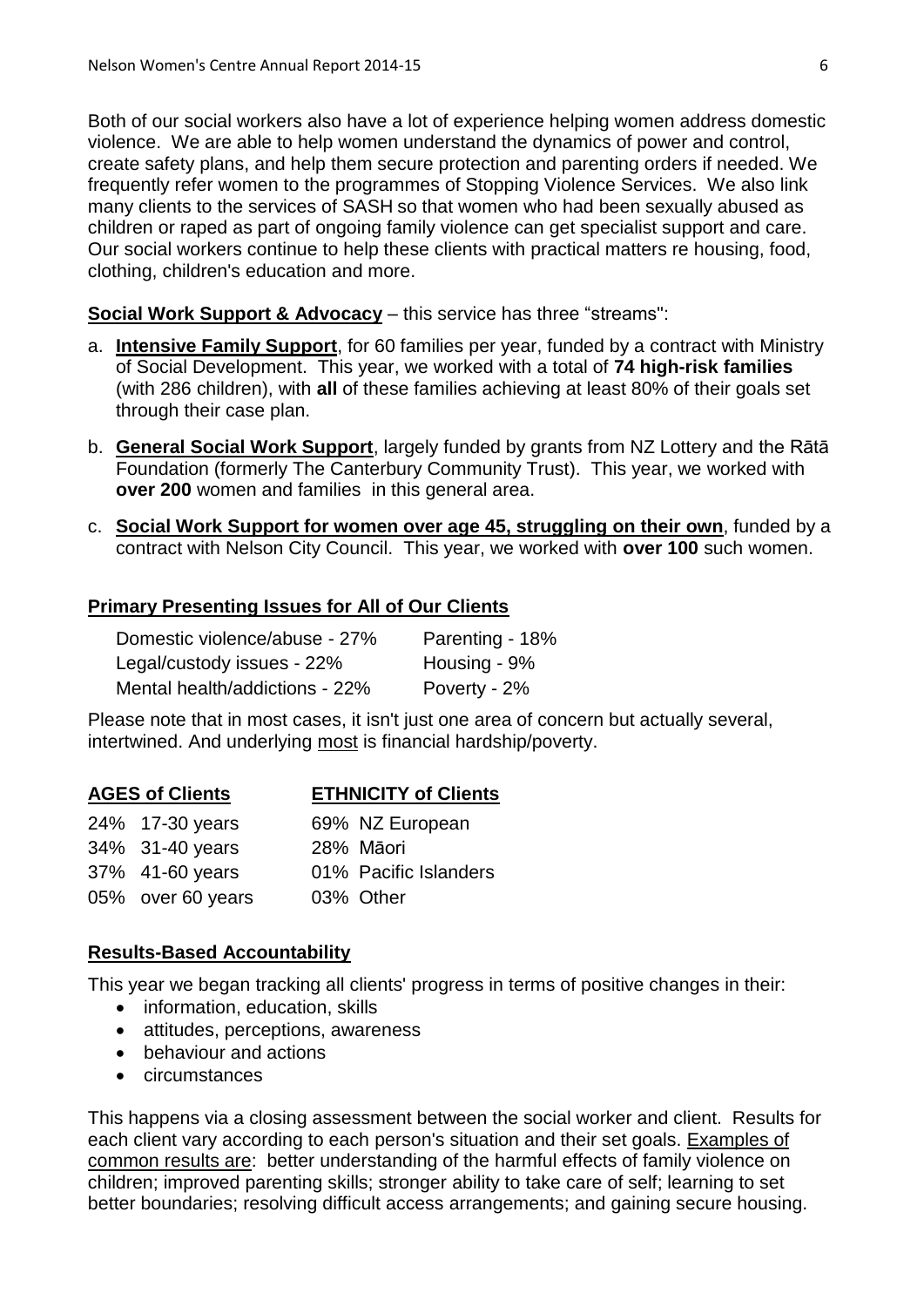Both of our social workers also have a lot of experience helping women address domestic violence. We are able to help women understand the dynamics of power and control, create safety plans, and help them secure protection and parenting orders if needed. We frequently refer women to the programmes of Stopping Violence Services. We also link many clients to the services of SASH so that women who had been sexually abused as children or raped as part of ongoing family violence can get specialist support and care. Our social workers continue to help these clients with practical matters re housing, food, clothing, children's education and more.

**Social Work Support & Advocacy** – this service has three "streams":

a. **Intensive Family Support**, for 60 families per year, funded by a contract with Ministry of Social Development. This year, we worked with a total of **74 high-risk families** (with 286 children), with **all** of these families achieving at least 80% of their goals set through their case plan.

b. **General Social Work Support**, largely funded by grants from NZ Lottery and the Rātā Foundation (formerly The Canterbury Community Trust). This year, we worked with **over 200** women and families in this general area.

c. **Social Work Support for women over age 45, struggling on their own**, funded by a contract with Nelson City Council. This year, we worked with **over 100** such women.

**Primary Presenting Issues for All of Our Clients**

| | |
|---|---|
| Domestic violence/abuse - 27% | Parenting - 18% |
| Legal/custody issues - 22% | Housing - 9% |
| Mental health/addictions - 22% | Poverty - 2% |

Please note that in most cases, it isn't just one area of concern but actually several, intertwined. And underlying most is financial hardship/poverty.

| **AGES of Clients** | **ETHNICITY of Clients** |
|---|---|
| 24% 17-30 years | 69% NZ European |
| 34% 31-40 years | 28% Māori |
| 37% 41-60 years | 01% Pacific Islanders |
| 05% over 60 years | 03% Other |

**Results-Based Accountability**

This year we began tracking all clients' progress in terms of positive changes in their:

- information, education, skills
- attitudes, perceptions, awareness
- behaviour and actions
- circumstances

This happens via a closing assessment between the social worker and client. Results for each client vary according to each person's situation and their set goals. Examples of common results are: better understanding of the harmful effects of family violence on children; improved parenting skills; stronger ability to take care of self; learning to set better boundaries; resolving difficult access arrangements; and gaining secure housing.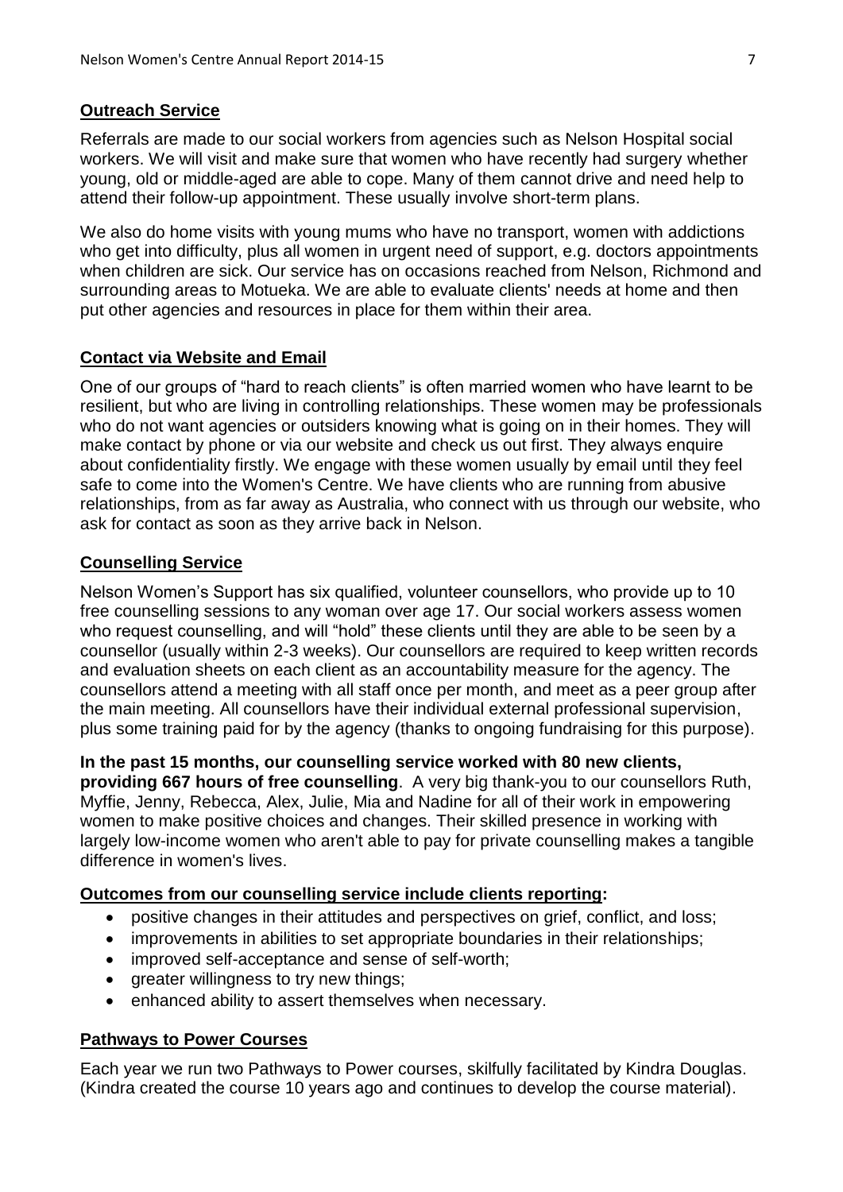## Outreach Service

Referrals are made to our social workers from agencies such as Nelson Hospital social workers. We will visit and make sure that women who have recently had surgery whether young, old or middle-aged are able to cope. Many of them cannot drive and need help to attend their follow-up appointment. These usually involve short-term plans.

We also do home visits with young mums who have no transport, women with addictions who get into difficulty, plus all women in urgent need of support, e.g. doctors appointments when children are sick. Our service has on occasions reached from Nelson, Richmond and surrounding areas to Motueka. We are able to evaluate clients' needs at home and then put other agencies and resources in place for them within their area.

## Contact via Website and Email

One of our groups of "hard to reach clients" is often married women who have learnt to be resilient, but who are living in controlling relationships. These women may be professionals who do not want agencies or outsiders knowing what is going on in their homes. They will make contact by phone or via our website and check us out first. They always enquire about confidentiality firstly. We engage with these women usually by email until they feel safe to come into the Women's Centre. We have clients who are running from abusive relationships, from as far away as Australia, who connect with us through our website, who ask for contact as soon as they arrive back in Nelson.

## Counselling Service

Nelson Women's Support has six qualified, volunteer counsellors, who provide up to 10 free counselling sessions to any woman over age 17. Our social workers assess women who request counselling, and will "hold" these clients until they are able to be seen by a counsellor (usually within 2-3 weeks). Our counsellors are required to keep written records and evaluation sheets on each client as an accountability measure for the agency. The counsellors attend a meeting with all staff once per month, and meet as a peer group after the main meeting. All counsellors have their individual external professional supervision, plus some training paid for by the agency (thanks to ongoing fundraising for this purpose).

**In the past 15 months, our counselling service worked with 80 new clients, providing 667 hours of free counselling**. A very big thank-you to our counsellors Ruth, Myffie, Jenny, Rebecca, Alex, Julie, Mia and Nadine for all of their work in empowering women to make positive choices and changes. Their skilled presence in working with largely low-income women who aren't able to pay for private counselling makes a tangible difference in women's lives.

**Outcomes from our counselling service include clients reporting:**

- positive changes in their attitudes and perspectives on grief, conflict, and loss;
- improvements in abilities to set appropriate boundaries in their relationships;
- improved self-acceptance and sense of self-worth;
- greater willingness to try new things;
- enhanced ability to assert themselves when necessary.

## Pathways to Power Courses

Each year we run two Pathways to Power courses, skilfully facilitated by Kindra Douglas. (Kindra created the course 10 years ago and continues to develop the course material).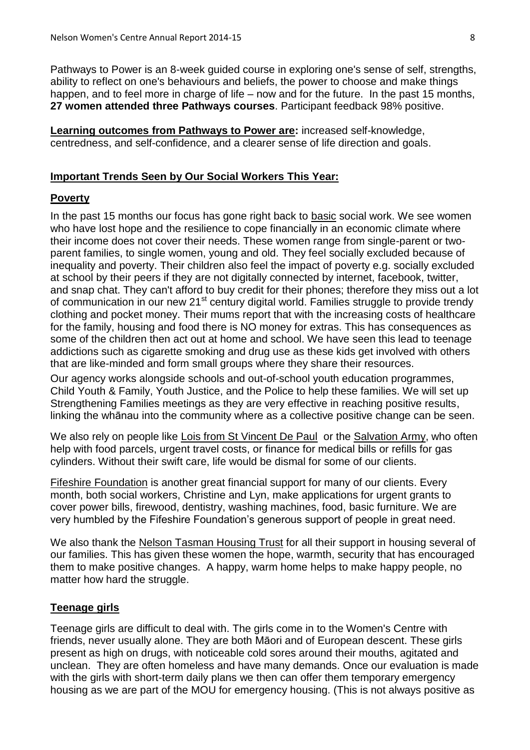Pathways to Power is an 8-week guided course in exploring one's sense of self, strengths, ability to reflect on one's behaviours and beliefs, the power to choose and make things happen, and to feel more in charge of life – now and for the future. In the past 15 months, **27 women attended three Pathways courses**. Participant feedback 98% positive.

**Learning outcomes from Pathways to Power are:** increased self-knowledge, centredness, and self-confidence, and a clearer sense of life direction and goals.

## Important Trends Seen by Our Social Workers This Year:

### Poverty

In the past 15 months our focus has gone right back to basic social work. We see women who have lost hope and the resilience to cope financially in an economic climate where their income does not cover their needs. These women range from single-parent or two-parent families, to single women, young and old. They feel socially excluded because of inequality and poverty. Their children also feel the impact of poverty e.g. socially excluded at school by their peers if they are not digitally connected by internet, facebook, twitter, and snap chat. They can't afford to buy credit for their phones; therefore they miss out a lot of communication in our new 21st century digital world. Families struggle to provide trendy clothing and pocket money. Their mums report that with the increasing costs of healthcare for the family, housing and food there is NO money for extras. This has consequences as some of the children then act out at home and school. We have seen this lead to teenage addictions such as cigarette smoking and drug use as these kids get involved with others that are like-minded and form small groups where they share their resources.

Our agency works alongside schools and out-of-school youth education programmes, Child Youth & Family, Youth Justice, and the Police to help these families. We will set up Strengthening Families meetings as they are very effective in reaching positive results, linking the whānau into the community where as a collective positive change can be seen.

We also rely on people like Lois from St Vincent De Paul or the Salvation Army, who often help with food parcels, urgent travel costs, or finance for medical bills or refills for gas cylinders. Without their swift care, life would be dismal for some of our clients.

Fifeshire Foundation is another great financial support for many of our clients. Every month, both social workers, Christine and Lyn, make applications for urgent grants to cover power bills, firewood, dentistry, washing machines, food, basic furniture. We are very humbled by the Fifeshire Foundation's generous support of people in great need.

We also thank the Nelson Tasman Housing Trust for all their support in housing several of our families. This has given these women the hope, warmth, security that has encouraged them to make positive changes. A happy, warm home helps to make happy people, no matter how hard the struggle.

### Teenage girls

Teenage girls are difficult to deal with. The girls come in to the Women's Centre with friends, never usually alone. They are both Māori and of European descent. These girls present as high on drugs, with noticeable cold sores around their mouths, agitated and unclean. They are often homeless and have many demands. Once our evaluation is made with the girls with short-term daily plans we then can offer them temporary emergency housing as we are part of the MOU for emergency housing. (This is not always positive as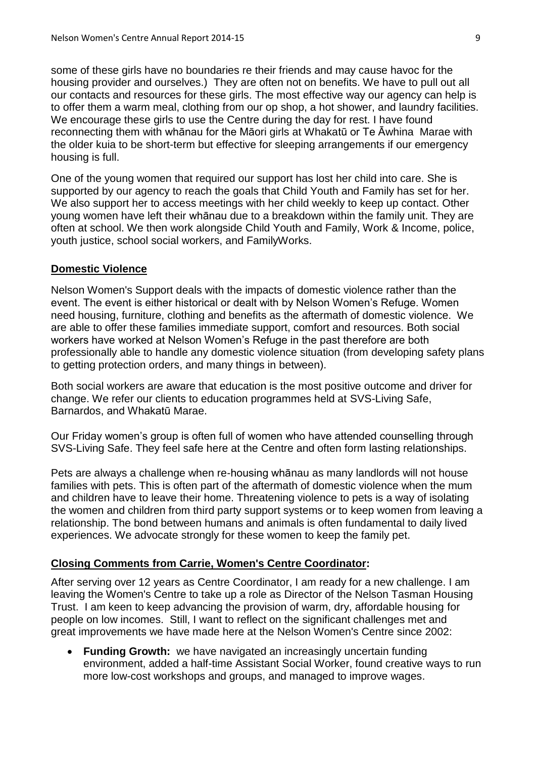some of these girls have no boundaries re their friends and may cause havoc for the housing provider and ourselves.) They are often not on benefits. We have to pull out all our contacts and resources for these girls. The most effective way our agency can help is to offer them a warm meal, clothing from our op shop, a hot shower, and laundry facilities. We encourage these girls to use the Centre during the day for rest. I have found reconnecting them with whānau for the Māori girls at Whakatū or Te Āwhina Marae with the older kuia to be short-term but effective for sleeping arrangements if our emergency housing is full.

One of the young women that required our support has lost her child into care. She is supported by our agency to reach the goals that Child Youth and Family has set for her. We also support her to access meetings with her child weekly to keep up contact. Other young women have left their whānau due to a breakdown within the family unit. They are often at school. We then work alongside Child Youth and Family, Work & Income, police, youth justice, school social workers, and FamilyWorks.

## Domestic Violence

Nelson Women's Support deals with the impacts of domestic violence rather than the event. The event is either historical or dealt with by Nelson Women's Refuge. Women need housing, furniture, clothing and benefits as the aftermath of domestic violence. We are able to offer these families immediate support, comfort and resources. Both social workers have worked at Nelson Women's Refuge in the past therefore are both professionally able to handle any domestic violence situation (from developing safety plans to getting protection orders, and many things in between).

Both social workers are aware that education is the most positive outcome and driver for change. We refer our clients to education programmes held at SVS-Living Safe, Barnardos, and Whakatū Marae.

Our Friday women's group is often full of women who have attended counselling through SVS-Living Safe. They feel safe here at the Centre and often form lasting relationships.

Pets are always a challenge when re-housing whānau as many landlords will not house families with pets. This is often part of the aftermath of domestic violence when the mum and children have to leave their home. Threatening violence to pets is a way of isolating the women and children from third party support systems or to keep women from leaving a relationship. The bond between humans and animals is often fundamental to daily lived experiences. We advocate strongly for these women to keep the family pet.

## Closing Comments from Carrie, Women's Centre Coordinator:

After serving over 12 years as Centre Coordinator, I am ready for a new challenge. I am leaving the Women's Centre to take up a role as Director of the Nelson Tasman Housing Trust. I am keen to keep advancing the provision of warm, dry, affordable housing for people on low incomes. Still, I want to reflect on the significant challenges met and great improvements we have made here at the Nelson Women's Centre since 2002:

- **Funding Growth:** we have navigated an increasingly uncertain funding environment, added a half-time Assistant Social Worker, found creative ways to run more low-cost workshops and groups, and managed to improve wages.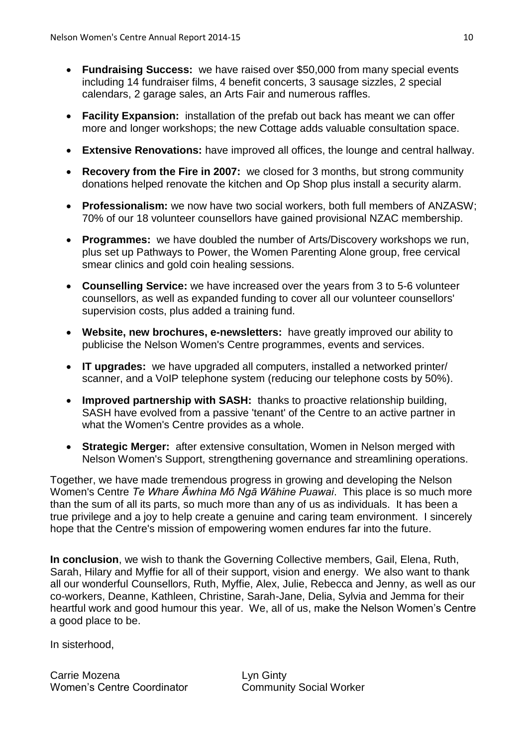- **Fundraising Success:** we have raised over \$50,000 from many special events including 14 fundraiser films, 4 benefit concerts, 3 sausage sizzles, 2 special calendars, 2 garage sales, an Arts Fair and numerous raffles.
- **Facility Expansion:** installation of the prefab out back has meant we can offer more and longer workshops; the new Cottage adds valuable consultation space.
- **Extensive Renovations:** have improved all offices, the lounge and central hallway.
- **Recovery from the Fire in 2007:** we closed for 3 months, but strong community donations helped renovate the kitchen and Op Shop plus install a security alarm.
- **Professionalism:** we now have two social workers, both full members of ANZASW; 70% of our 18 volunteer counsellors have gained provisional NZAC membership.
- **Programmes:** we have doubled the number of Arts/Discovery workshops we run, plus set up Pathways to Power, the Women Parenting Alone group, free cervical smear clinics and gold coin healing sessions.
- **Counselling Service:** we have increased over the years from 3 to 5-6 volunteer counsellors, as well as expanded funding to cover all our volunteer counsellors' supervision costs, plus added a training fund.
- **Website, new brochures, e-newsletters:** have greatly improved our ability to publicise the Nelson Women's Centre programmes, events and services.
- **IT upgrades:** we have upgraded all computers, installed a networked printer/ scanner, and a VoIP telephone system (reducing our telephone costs by 50%).
- **Improved partnership with SASH:** thanks to proactive relationship building, SASH have evolved from a passive 'tenant' of the Centre to an active partner in what the Women's Centre provides as a whole.
- **Strategic Merger:** after extensive consultation, Women in Nelson merged with Nelson Women's Support, strengthening governance and streamlining operations.

Together, we have made tremendous progress in growing and developing the Nelson Women's Centre *Te Whare Āwhina Mō Ngā Wāhine Puawai*. This place is so much more than the sum of all its parts, so much more than any of us as individuals. It has been a true privilege and a joy to help create a genuine and caring team environment. I sincerely hope that the Centre's mission of empowering women endures far into the future.

**In conclusion**, we wish to thank the Governing Collective members, Gail, Elena, Ruth, Sarah, Hilary and Myffie for all of their support, vision and energy. We also want to thank all our wonderful Counsellors, Ruth, Myffie, Alex, Julie, Rebecca and Jenny, as well as our co-workers, Deanne, Kathleen, Christine, Sarah-Jane, Delia, Sylvia and Jemma for their heartful work and good humour this year. We, all of us, make the Nelson Women's Centre a good place to be.

In sisterhood,

Carrie Mozena
Women's Centre Coordinator

Lyn Ginty
Community Social Worker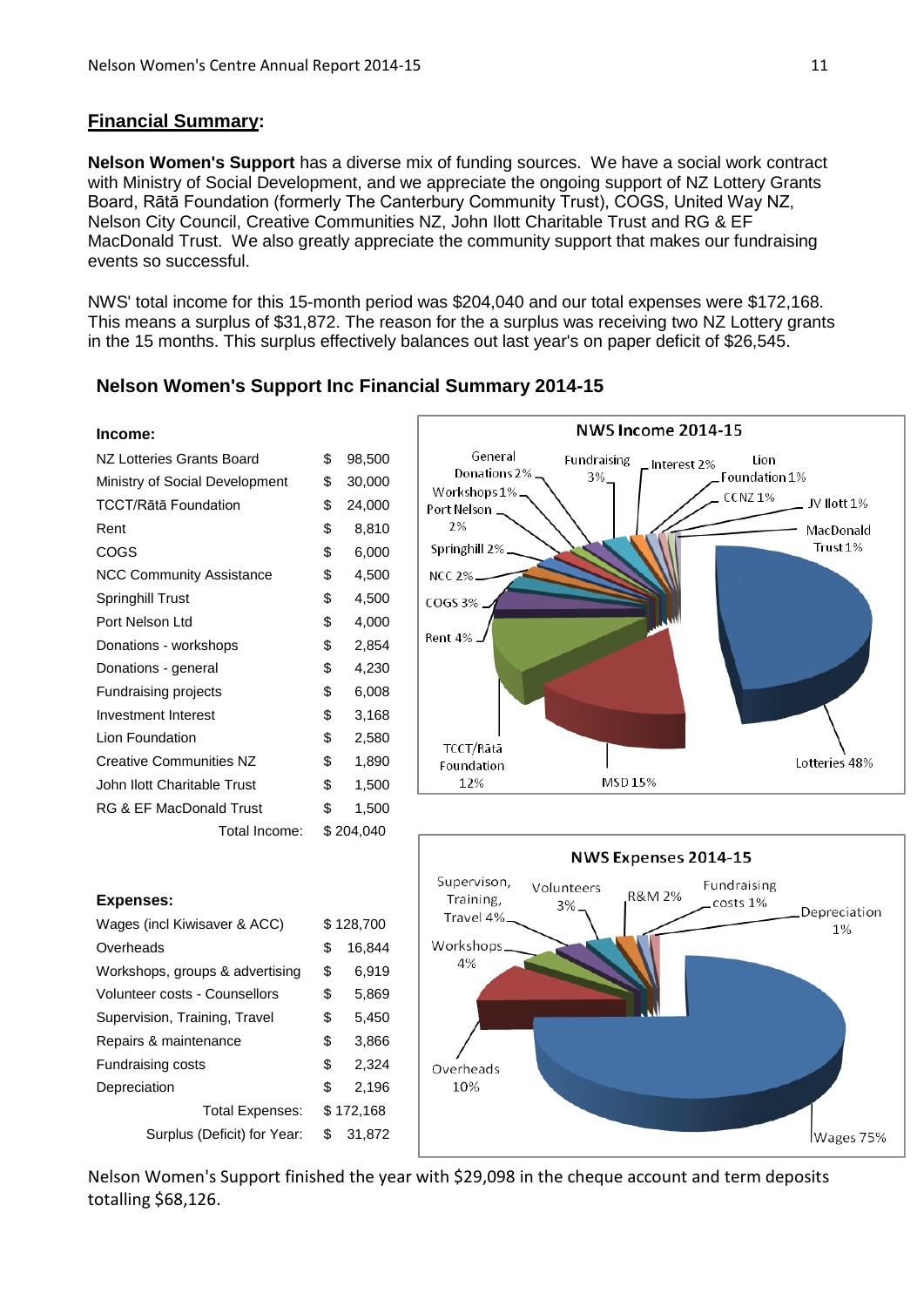## **Financial Summary:**

**Nelson Women's Support** has a diverse mix of funding sources. We have a social work contract with Ministry of Social Development, and we appreciate the ongoing support of NZ Lottery Grants Board, Rātā Foundation (formerly The Canterbury Community Trust), COGS, United Way NZ, Nelson City Council, Creative Communities NZ, John Ilott Charitable Trust and RG & EF MacDonald Trust. We also greatly appreciate the community support that makes our fundraising events so successful.

NWS' total income for this 15-month period was $204,040 and our total expenses were $172,168. This means a surplus of $31,872. The reason for the a surplus was receiving two NZ Lottery grants in the 15 months. This surplus effectively balances out last year's on paper deficit of $26,545.

### Nelson Women's Support Inc Financial Summary 2014-15

| **Income:** | | |
|---|---|---|
| NZ Lotteries Grants Board | $ | 98,500 |
| Ministry of Social Development | $ | 30,000 |
| TCCT/Rātā Foundation | $ | 24,000 |
| Rent | $ | 8,810 |
| COGS | $ | 6,000 |
| NCC Community Assistance | $ | 4,500 |
| Springhill Trust | $ | 4,500 |
| Port Nelson Ltd | $ | 4,000 |
| Donations - workshops | $ | 2,854 |
| Donations - general | $ | 4,230 |
| Fundraising projects | $ | 6,008 |
| Investment Interest | $ | 3,168 |
| Lion Foundation | $ | 2,580 |
| Creative Communities NZ | $ | 1,890 |
| John Ilott Charitable Trust | $ | 1,500 |
| RG & EF MacDonald Trust | $ | 1,500 |
| Total Income: | $ 204,040 | |

NWS Income 2014-15

General Donations 2%
Fundraising 3%
Interest 2%
Lion Foundation 1%
Workshops 1%
CCNZ 1%
JV Ilott 1%
Port Nelson 2%
MacDonald Trust 1%
Springhill 2%
NCC 2%
COGS 3%
Rent 4%
TCCT/Rātā Foundation 12%
MSD 15%
Lotteries 48%

| **Expenses:** | | |
|---|---|---|
| Wages (incl Kiwisaver & ACC) | $ 128,700 | |
| Overheads | $ | 16,844 |
| Workshops, groups & advertising | $ | 6,919 |
| Volunteer costs - Counsellors | $ | 5,869 |
| Supervision, Training, Travel | $ | 5,450 |
| Repairs & maintenance | $ | 3,866 |
| Fundraising costs | $ | 2,324 |
| Depreciation | $ | 2,196 |
| Total Expenses: | $ 172,168 | |
| Surplus (Deficit) for Year: | $ | 31,872 |

NWS Expenses 2014-15

Supervison, Training, Travel 4%
Volunteers 3%
R&M 2%
Fundraising costs 1%
Depreciation 1%
Workshops 4%
Overheads 10%
Wages 75%

Nelson Women's Support finished the year with $29,098 in the cheque account and term deposits totalling $68,126.